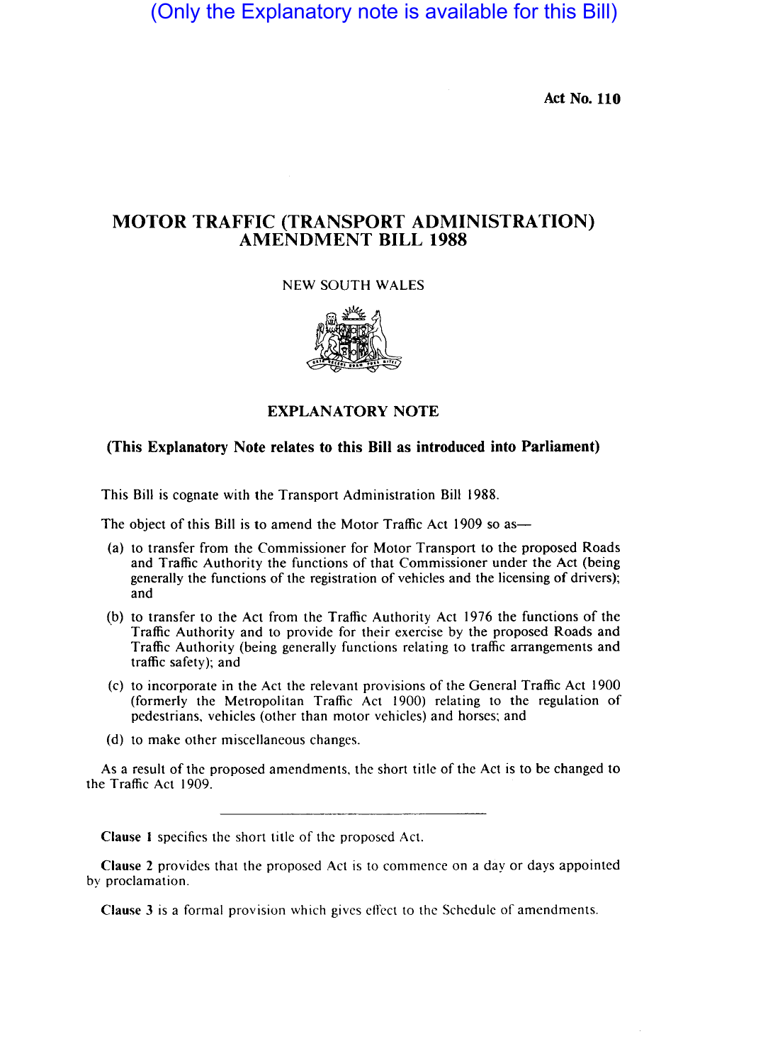(Only the Explanatory note is available for this Bill)

**Act No. 110**

# MOTOR TRAFFIC (TRANSPORT ADMINISTRATION) AMENDMENT BILL 1988

NEW SOUTH WALES

## EXPLANATORY NOTE

**(This Explanatory Note relates to this Bill as introduced into Parliament)**

This Bill is cognate with the Transport Administration Bill 1988.

The object of this Bill is to amend the Motor Traffic Act 1909 so as—

(a) to transfer from the Commissioner for Motor Transport to the proposed Roads and Traffic Authority the functions of that Commissioner under the Act (being generally the functions of the registration of vehicles and the licensing of drivers); and

(b) to transfer to the Act from the Traffic Authority Act 1976 the functions of the Traffic Authority and to provide for their exercise by the proposed Roads and Traffic Authority (being generally functions relating to traffic arrangements and traffic safety); and

(c) to incorporate in the Act the relevant provisions of the General Traffic Act 1900 (formerly the Metropolitan Traffic Act 1900) relating to the regulation of pedestrians, vehicles (other than motor vehicles) and horses; and

(d) to make other miscellaneous changes.

As a result of the proposed amendments, the short title of the Act is to be changed to the Traffic Act 1909.

---

**Clause 1** specifies the short title of the proposed Act.

**Clause 2** provides that the proposed Act is to commence on a day or days appointed by proclamation.

**Clause 3** is a formal provision which gives effect to the Schedule of amendments.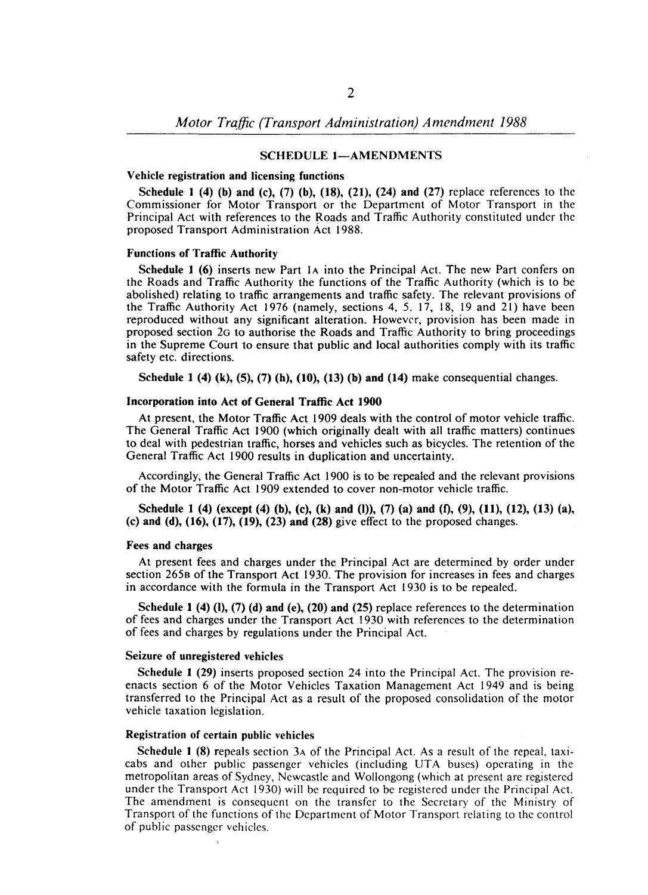## SCHEDULE 1—AMENDMENTS

### Vehicle registration and licensing functions

**Schedule 1 (4) (b) and (c), (7) (b), (18), (21), (24) and (27)** replace references to the Commissioner for Motor Transport or the Department of Motor Transport in the Principal Act with references to the Roads and Traffic Authority constituted under the proposed Transport Administration Act 1988.

### Functions of Traffic Authority

**Schedule 1 (6)** inserts new Part 1A into the Principal Act. The new Part confers on the Roads and Traffic Authority the functions of the Traffic Authority (which is to be abolished) relating to traffic arrangements and traffic safety. The relevant provisions of the Traffic Authority Act 1976 (namely, sections 4, 5, 17, 18, 19 and 21) have been reproduced without any significant alteration. However, provision has been made in proposed section 2G to authorise the Roads and Traffic Authority to bring proceedings in the Supreme Court to ensure that public and local authorities comply with its traffic safety etc. directions.

**Schedule 1 (4) (k), (5), (7) (h), (10), (13) (b) and (14)** make consequential changes.

### Incorporation into Act of General Traffic Act 1900

At present, the Motor Traffic Act 1909 deals with the control of motor vehicle traffic. The General Traffic Act 1900 (which originally dealt with all traffic matters) continues to deal with pedestrian traffic, horses and vehicles such as bicycles. The retention of the General Traffic Act 1900 results in duplication and uncertainty.

Accordingly, the General Traffic Act 1900 is to be repealed and the relevant provisions of the Motor Traffic Act 1909 extended to cover non-motor vehicle traffic.

**Schedule 1 (4) (except (4) (b), (c), (k) and (l)), (7) (a) and (f), (9), (11), (12), (13) (a), (c) and (d), (16), (17), (19), (23) and (28)** give effect to the proposed changes.

### Fees and charges

At present fees and charges under the Principal Act are determined by order under section 265B of the Transport Act 1930. The provision for increases in fees and charges in accordance with the formula in the Transport Act 1930 is to be repealed.

**Schedule 1 (4) (l), (7) (d) and (e), (20) and (25)** replace references to the determination of fees and charges under the Transport Act 1930 with references to the determination of fees and charges by regulations under the Principal Act.

### Seizure of unregistered vehicles

**Schedule 1 (29)** inserts proposed section 24 into the Principal Act. The provision re-enacts section 6 of the Motor Vehicles Taxation Management Act 1949 and is being transferred to the Principal Act as a result of the proposed consolidation of the motor vehicle taxation legislation.

### Registration of certain public vehicles

**Schedule 1 (8)** repeals section 3A of the Principal Act. As a result of the repeal, taxi-cabs and other public passenger vehicles (including UTA buses) operating in the metropolitan areas of Sydney, Newcastle and Wollongong (which at present are registered under the Transport Act 1930) will be required to be registered under the Principal Act. The amendment is consequent on the transfer to the Secretary of the Ministry of Transport of the functions of the Department of Motor Transport relating to the control of public passenger vehicles.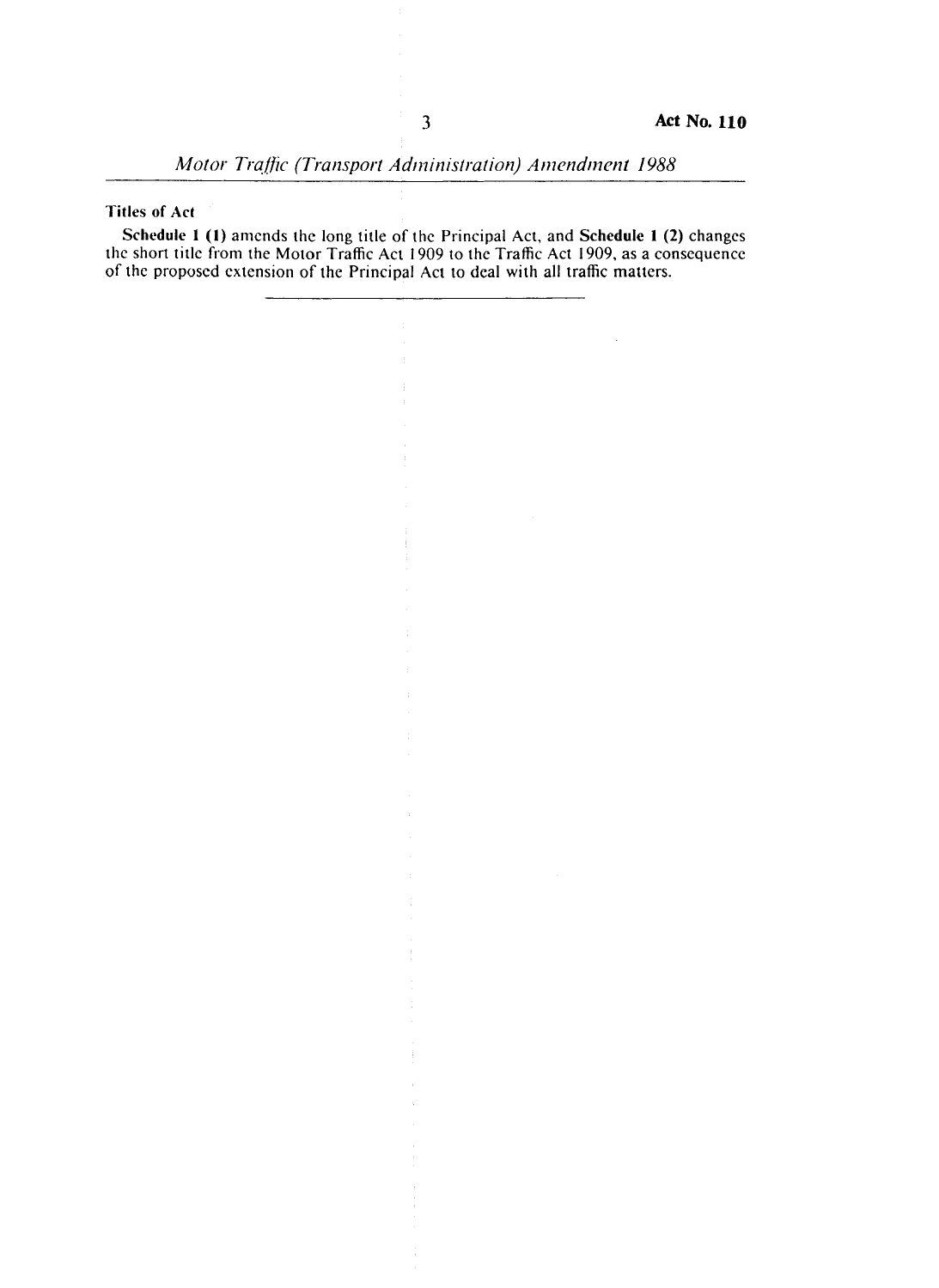**Titles of Act**

**Schedule 1 (1)** amends the long title of the Principal Act, and **Schedule 1 (2)** changes the short title from the Motor Traffic Act 1909 to the Traffic Act 1909, as a consequence of the proposed extension of the Principal Act to deal with all traffic matters.